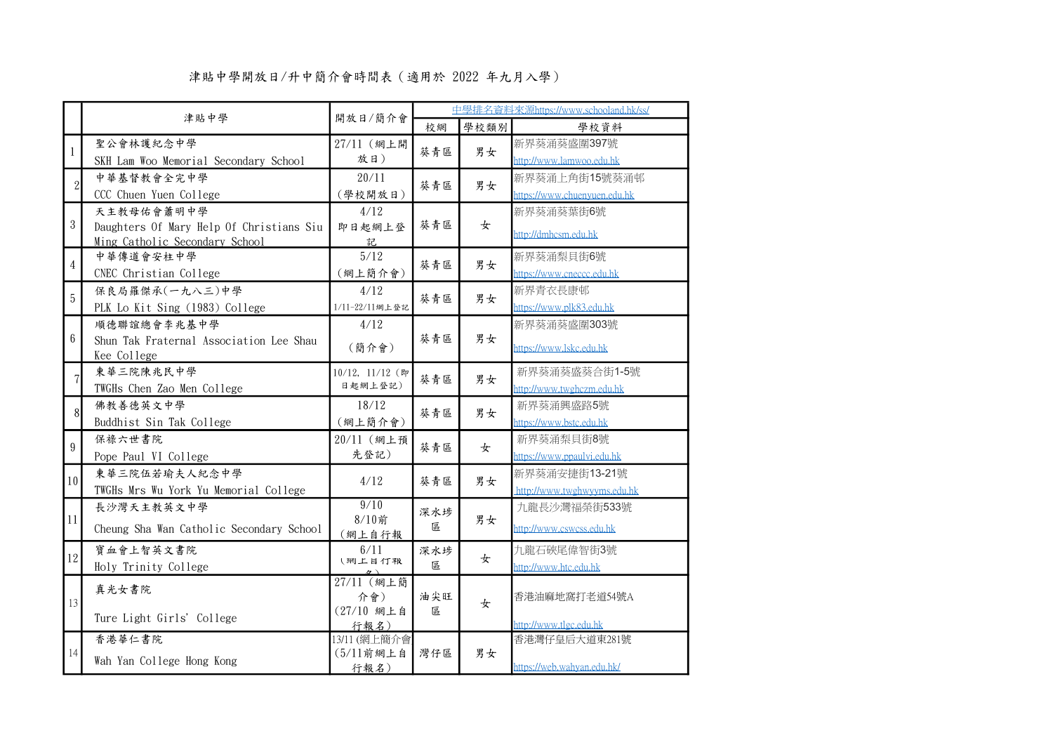津貼中學開放日/升中簡介會時間表（適用於 2022 年九月入學）

| | 津貼中學 | 開放日/簡介會 | 中學排名資料來源https://www.schooland.hk/ss/ | | |
|---|---|---|---|---|---|
| | | | 校網 | 學校類別 | 學校資料 |
| 1 | 聖公會林護紀念中學<br>SKH Lam Woo Memorial Secondary School | 27/11（網上開放日） | 葵青區 | 男女 | 新界葵涌葵盛圍397號<br>http://www.lamwoo.edu.hk |
| 2 | 中華基督教會全完中學<br>CCC Chuen Yuen College | 20/11<br>（學校開放日） | 葵青區 | 男女 | 新界葵涌上角街15號葵涌邨<br>https://www.chuenyuen.edu.hk |
| 3 | 天主教母佑會蕭明中學<br>Daughters Of Mary Help Of Christians Siu Ming Catholic Secondary School | 4/12<br>即日起網上登記 | 葵青區 | 女 | 新界葵涌葵葉街6號<br>http://dmhcsm.edu.hk |
| 4 | 中華傳道會安柱中學<br>CNEC Christian College | 5/12<br>（網上簡介會） | 葵青區 | 男女 | 新界葵涌梨貝街6號<br>https://www.cneccc.edu.hk |
| 5 | 保良局羅傑承(一九八三)中學<br>PLK Lo Kit Sing (1983) College | 4/12<br>1/11-22/11網上登記 | 葵青區 | 男女 | 新界青衣長康邨<br>https://www.plk83.edu.hk |
| 6 | 順德聯誼總會李兆基中學<br>Shun Tak Fraternal Association Lee Shau Kee College | 4/12<br>（簡介會） | 葵青區 | 男女 | 新界葵涌葵盛圍303號<br>https://www.lskc.edu.hk |
| 7 | 東華三院陳兆民中學<br>TWGHs Chen Zao Men College | 10/12, 11/12（即日起網上登記） | 葵青區 | 男女 | 新界葵涌葵盛葵合街1-5號<br>http://www.twghczm.edu.hk |
| 8 | 佛教善德英文中學<br>Buddhist Sin Tak College | 18/12<br>（網上簡介會） | 葵青區 | 男女 | 新界葵涌興盛路5號<br>https://www.bstc.edu.hk |
| 9 | 保祿六世書院<br>Pope Paul VI College | 20/11（網上預先登記） | 葵青區 | 女 | 新界葵涌梨貝街8號<br>https://www.ppaulvi.edu.hk |
| 10 | 東華三院伍若瑜夫人紀念中學<br>TWGHs Mrs Wu York Yu Memorial College | 4/12 | 葵青區 | 男女 | 新界葵涌安捷街13-21號<br>http://www.twghwyyms.edu.hk |
| 11 | 長沙灣天主教英文中學<br>Cheung Sha Wan Catholic Secondary School | 9/10<br>8/10前<br>（網上自行報 | 深水埗區 | 男女 | 九龍長沙灣福榮街533號<br>http://www.cswcss.edu.hk |
| 12 | 寶血會上智英文書院<br>Holy Trinity College | 6/11<br>（網上自行報名） | 深水埗區 | 女 | 九龍石硤尾偉智街3號<br>http://www.htc.edu.hk |
| 13 | 真光女書院<br>Ture Light Girls' College | 27/11（網上簡介會）<br>（27/10 網上自行報名） | 油尖旺區 | 女 | 香港油麻地窩打老道54號A<br>http://www.tlgc.edu.hk |
| 14 | 香港華仁書院<br>Wah Yan College Hong Kong | 13/11 (網上簡介會<br>（5/11前網上自行報名） | 灣仔區 | 男女 | 香港灣仔皇后大道東281號<br>https://web.wahyan.edu.hk/ |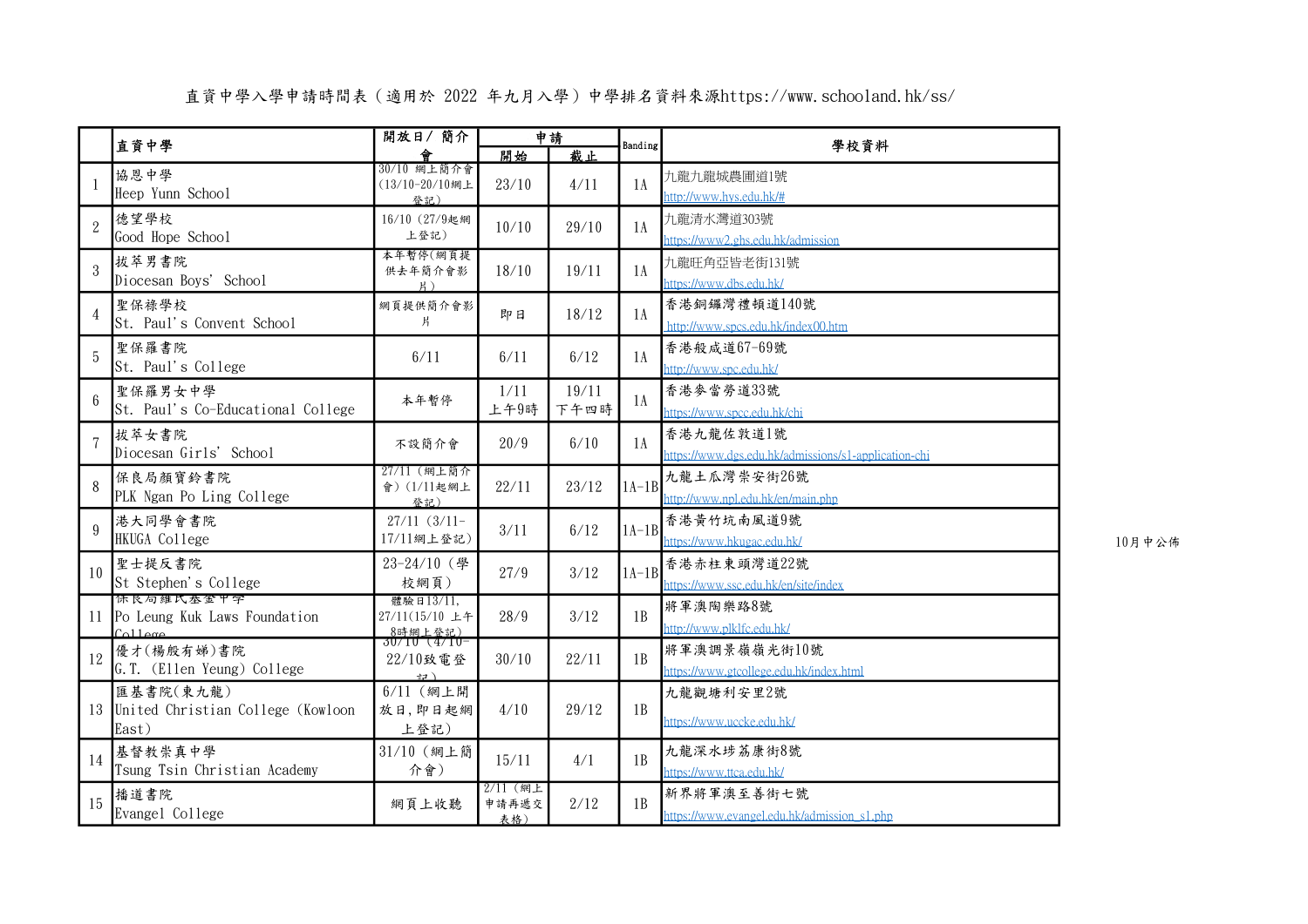直資中學入學申請時間表（適用於 2022 年九月入學）中學排名資料來源https://www.schooland.hk/ss/

| | 直資中學 | 開放日/ 簡介會 | 申請 | | Banding | 學校資料 |
|---|---|---|---|---|---|---|
| | | | 開始 | 截止 | | |
| 1 | 協恩中學<br>Heep Yunn School | 30/10 網上簡介會（13/10-20/10網上登記） | 23/10 | 4/11 | 1A | 九龍九龍城農圃道1號<br>http://www.hys.edu.hk/# |
| 2 | 德望學校<br>Good Hope School | 16/10（27/9起網上登記） | 10/10 | 29/10 | 1A | 九龍清水灣道303號<br>https://www2.ghs.edu.hk/admission |
| 3 | 拔萃男書院<br>Diocesan Boys' School | 本年暫停(網頁提供去年簡介會影片） | 18/10 | 19/11 | 1A | 九龍旺角亞皆老街131號<br>https://www.dbs.edu.hk/ |
| 4 | 聖保祿學校<br>St. Paul's Convent School | 網頁提供簡介會影片 | 即日 | 18/12 | 1A | 香港銅鑼灣禮頓道140號<br>http://www.spcs.edu.hk/index00.htm |
| 5 | 聖保羅書院<br>St. Paul's College | 6/11 | 6/11 | 6/12 | 1A | 香港般咸道67-69號<br>http://www.spc.edu.hk/ |
| 6 | 聖保羅男女中學<br>St. Paul's Co-Educational College | 本年暫停 | 1/11<br>上午9時 | 19/11<br>下午四時 | 1A | 香港麥當勞道33號<br>https://www.spcc.edu.hk/chi |
| 7 | 拔萃女書院<br>Diocesan Girls' School | 不設簡介會 | 20/9 | 6/10 | 1A | 香港九龍佐敦道1號<br>https://www.dgs.edu.hk/admissions/s1-application-chi |
| 8 | 保良局顏寶鈴書院<br>PLK Ngan Po Ling College | 27/11（網上簡介會）(1/11起網上登記） | 22/11 | 23/12 | 1A-1B | 九龍土瓜灣崇安街26號<br>http://www.npl.edu.hk/en/main.php |
| 9 | 港大同學會書院<br>HKUGA College | 27/11（3/11-17/11網上登記） | 3/11 | 6/12 | 1A-1B | 香港黃竹坑南風道9號<br>https://www.hkugac.edu.hk/ |
| 10 | 聖士提反書院<br>St Stephen's College | 23-24/10（學校網頁） | 27/9 | 3/12 | 1A-1B | 香港赤柱東頭灣道22號<br>https://www.ssc.edu.hk/en/site/index |
| 11 | 保良局羅氏基金中學<br>Po Leung Kuk Laws Foundation College | 體驗日13/11, 27/11(15/10 上午8時網上登記) | 28/9 | 3/12 | 1B | 將軍澳陶樂路8號<br>http://www.plklfc.edu.hk/ |
| 12 | 優才(楊殷有娣)書院<br>G.T. (Ellen Yeung) College | 30/10（4/10-22/10致電登記） | 30/10 | 22/11 | 1B | 將軍澳調景嶺嶺光街10號<br>https://www.gtcollege.edu.hk/index.html |
| 13 | 匯基書院(東九龍)<br>United Christian College (Kowloon East) | 6/11（網上開放日，即日起網上登記） | 4/10 | 29/12 | 1B | 九龍觀塘利安里2號<br>https://www.uccke.edu.hk/ |
| 14 | 基督教崇真中學<br>Tsung Tsin Christian Academy | 31/10（網上簡介會） | 15/11 | 4/1 | 1B | 九龍深水埗荔康街8號<br>https://www.ttca.edu.hk/ |
| 15 | 播道書院<br>Evangel College | 網頁上收聽 | 2/11（網上申請再遞交表格） | 2/12 | 1B | 新界將軍澳至善街七號<br>https://www.evangel.edu.hk/admission_s1.php |

10月中公佈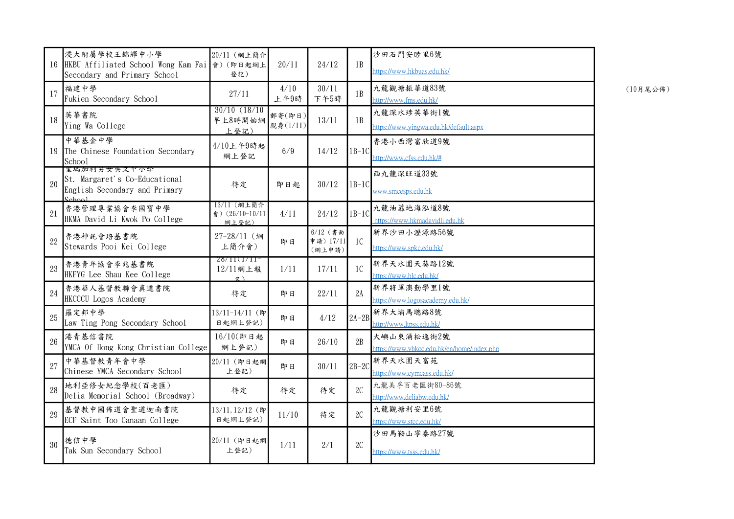| | | | | | | | |
|---|---|---|---|---|---|---|---|
| 16 | 浸大附屬學校王錦輝中小學<br>HKBU Affiliated School Wong Kam Fai Secondary and Primary School | 20/11（網上簡介會）（即日起網上登記） | 20/11 | 24/12 | 1B | 沙田石門安睦里6號<br>https://www.hkbuas.edu.hk/ | |
| 17 | 福建中學<br>Fukien Secondary School | 27/11 | 4/10 上午9時 | 30/11 下午5時 | 1B | 九龍觀塘振華道83號<br>http://www.fms.edu.hk/ | （10月尾公佈） |
| 18 | 英華書院<br>Ying Wa College | 30/10 (18/10早上8時開始網上登記) | 郵寄(即日)親身(1/11) | 13/11 | 1B | 九龍深水埗英華街1號<br>https://www.yingwa.edu.hk/default.aspx | |
| 19 | 中華基金中學<br>The Chinese Foundation Secondary School | 4/10上午9時起網上登記 | 6/9 | 14/12 | 1B-1C | 香港小西灣富欣道9號<br>http://www.cfss.edu.hk/# | |
| 20 | 聖瑪加利男女英文中小學<br>St. Margaret's Co-Educational English Secondary and Primary School | 待定 | 即日起 | 30/12 | 1B-1C | 西九龍深旺道33號<br>www.smcesps.edu.hk | |
| 21 | 香港管理專業協會李國寶中學<br>HKMA David Li Kwok Po College | 13/11（網上簡介會）(26/10-10/11網上登記) | 4/11 | 24/12 | 1B-1C | 九龍油蔴地海泓道8號<br>https://www.hkmadavidli.edu.hk | |
| 22 | 香港神託會培基書院<br>Stewards Pooi Kei College | 27-28/11（網上簡介會） | 即日 | 6/12（書面申請）17/11（網上申請） | 1C | 新界沙田小瀝源路56號<br>https://www.spkc.edu.hk/ | |
| 23 | 香港青年協會李兆基書院<br>HKFYG Lee Shau Kee College | 28/11(1/11-12/11網上報名) | 1/11 | 17/11 | 1C | 新界天水圍天葵路12號<br>https://www.hlc.edu.hk/ | |
| 24 | 香港華人基督教聯會真道書院<br>HKCCCU Logos Academy | 待定 | 即日 | 22/11 | 2A | 新界將軍澳勤學里1號<br>https://www.logosacademy.edu.hk/ | |
| 25 | 羅定邦中學<br>Law Ting Pong Secondary School | 13/11-14/11（即日起網上登記） | 即日 | 4/12 | 2A-2B | 新界大埔馬聰路8號<br>http://www.ltpss.edu.hk/ | |
| 26 | 港青基信書院<br>YMCA Of Hong Kong Christian College | 16/10(即日起網上登記) | 即日 | 26/10 | 2B | 大嶼山東涌松逸街2號<br>https://www.yhkcc.edu.hk/en/home/index.php | |
| 27 | 中華基督教青年會中學<br>Chinese YMCA Secondary School | 20/11（即日起網上登記） | 即日 | 30/11 | 2B-2C | 新界天水圍天富苑<br>https://www.cymcass.edu.hk/ | |
| 28 | 地利亞修女紀念學校(百老匯)<br>Delia Memorial School (Broadway) | 待定 | 待定 | 待定 | 2C | 九龍美孚百老匯街80-86號<br>http://www.deliabw.edu.hk/ | |
| 29 | 基督教中國佈道會聖道迦南書院<br>ECF Saint Too Canaan College | 13/11,12/12（即日起網上登記） | 11/10 | 待定 | 2C | 九龍觀塘利安里6號<br>https://www.stcc.edu.hk/ | |
| 30 | 德信中學<br>Tak Sun Secondary School | 20/11（即日起網上登記） | 1/11 | 2/1 | 2C | 沙田馬鞍山寧泰路27號<br>https://www.tsss.edu.hk/ | |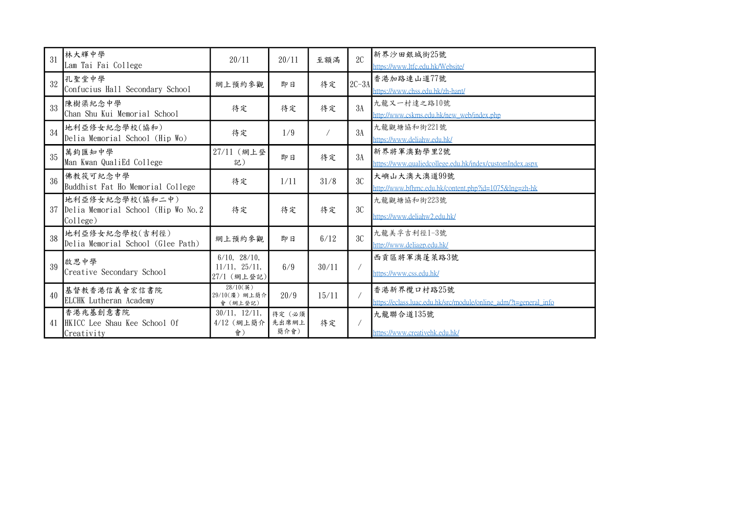| | | | | | | |
|---|---|---|---|---|---|---|
| 31 | 林大輝中學<br>Lam Tai Fai College | 20/11 | 20/11 | 至額滿 | 2C | 新界沙田銀城街25號<br>https://www.ltfc.edu.hk/Website/ |
| 32 | 孔聖堂中學<br>Confucius Hall Secondary School | 網上預約參觀 | 即日 | 待定 | 2C-3A | 香港加路連山道77號<br>https://www.chss.edu.hk/zh-hant/ |
| 33 | 陳樹渠紀念中學<br>Chan Shu Kui Memorial School | 待定 | 待定 | 待定 | 3A | 九龍又一村達之路10號<br>http://www.cskms.edu.hk/new_web/index.php |
| 34 | 地利亞修女紀念學校(協和)<br>Delia Memorial School (Hip Wo) | 待定 | 1/9 | / | 3A | 九龍觀塘協和街221號<br>https://www.deliahw.edu.hk/ |
| 35 | 萬鈞匯知中學<br>Man Kwan QualiEd College | 27/11（網上登記） | 即日 | 待定 | 3A | 新界將軍澳勤學里2號<br>https://www.qualiedcollege.edu.hk/index/customIndex.aspx |
| 36 | 佛教筏可紀念中學<br>Buddhist Fat Ho Memorial College | 待定 | 1/11 | 31/8 | 3C | 大嶼山大澳大澳道99號<br>http://www.bfhmc.edu.hk/content.php?id=1075&lng=zh-hk |
| 37 | 地利亞修女紀念學校(協和二中)<br>Delia Memorial School (Hip Wo No.2 College) | 待定 | 待定 | 待定 | 3C | 九龍觀塘協和街223號<br>https://www.deliahw2.edu.hk/ |
| 38 | 地利亞修女紀念學校(吉利徑)<br>Delia Memorial School (Glee Path) | 網上預約參觀 | 即日 | 6/12 | 3C | 九龍美孚吉利徑1-3號<br>http://www.deliagp.edu.hk/ |
| 39 | 啟思中學<br>Creative Secondary School | 6/10, 28/10, 11/11, 25/11, 27/1（網上登記） | 6/9 | 30/11 | / | 西貢區將軍澳蓬萊路3號<br>https://www.css.edu.hk/ |
| 40 | 基督教香港信義會宏信書院<br>ELCHK Lutheran Academy | 28/10(英)<br>29/10(廣）網上簡介會（網上登記） | 20/9 | 15/11 | / | 香港新界欖口村路25號<br>https://eclass.luac.edu.hk/src/module/online_adm/?t=general_info |
| 41 | 香港兆基創意書院<br>HKICC Lee Shau Kee School Of Creativity | 30/11, 12/11, 4/12（網上簡介會） | 待定（必須先出席網上簡介會） | 待定 | / | 九龍聯合道135號<br>https://www.creativehk.edu.hk/ |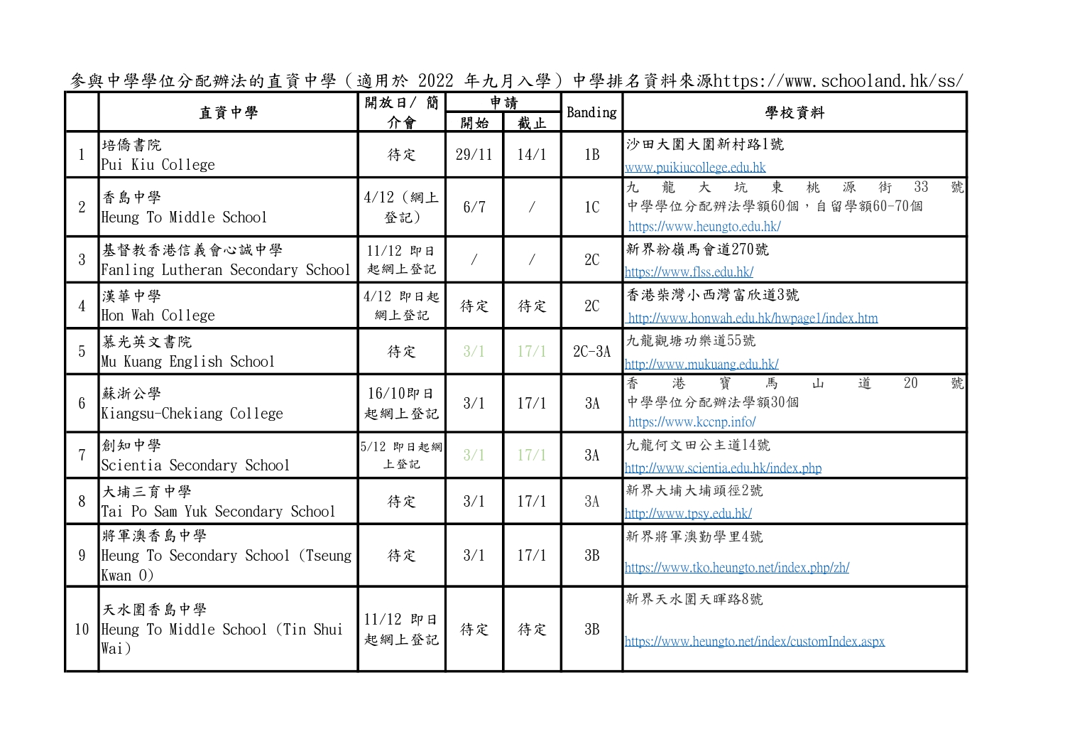參與中學學位分配辦法的直資中學（適用於 2022 年九月入學）中學排名資料來源https://www.schooland.hk/ss/

| | 直資中學 | 開放日/ 簡介會 | 申請 | | Banding | 學校資料 |
|---|---|---|---|---|---|---|
| | | | 開始 | 截止 | | |
| 1 | 培僑書院<br>Pui Kiu College | 待定 | 29/11 | 14/1 | 1B | 沙田大圍大圍新村路1號<br>www.puikiucollege.edu.hk |
| 2 | 香島中學<br>Heung To Middle School | 4/12（網上登記） | 6/7 | / | 1C | 九龍大坑東桃源街33號<br>中學學位分配辦法學額60個，自留學額60-70個<br>https://www.heungto.edu.hk/ |
| 3 | 基督教香港信義會心誠中學<br>Fanling Lutheran Secondary School | 11/12 即日起網上登記 | / | / | 2C | 新界粉嶺馬會道270號<br>https://www.flss.edu.hk/ |
| 4 | 漢華中學<br>Hon Wah College | 4/12 即日起網上登記 | 待定 | 待定 | 2C | 香港柴灣小西灣富欣道3號<br>http://www.honwah.edu.hk/hwpage1/index.htm |
| 5 | 慕光英文書院<br>Mu Kuang English School | 待定 | 3/1 | 17/1 | 2C-3A | 九龍觀塘功樂道55號<br>http://www.mukuang.edu.hk/ |
| 6 | 蘇浙公學<br>Kiangsu-Chekiang College | 16/10即日起網上登記 | 3/1 | 17/1 | 3A | 香港寶馬山道20號<br>中學學位分配辦法學額30個<br>https://www.kccnp.info/ |
| 7 | 創知中學<br>Scientia Secondary School | 5/12 即日起網上登記 | 3/1 | 17/1 | 3A | 九龍何文田公主道14號<br>http://www.scientia.edu.hk/index.php |
| 8 | 大埔三育中學<br>Tai Po Sam Yuk Secondary School | 待定 | 3/1 | 17/1 | 3A | 新界大埔大埔頭徑2號<br>http://www.tpsy.edu.hk/ |
| 9 | 將軍澳香島中學<br>Heung To Secondary School (Tseung Kwan O) | 待定 | 3/1 | 17/1 | 3B | 新界將軍澳勤學里4號<br>https://www.tko.heungto.net/index.php/zh/ |
| 10 | 天水圍香島中學<br>Heung To Middle School (Tin Shui Wai) | 11/12 即日起網上登記 | 待定 | 待定 | 3B | 新界天水圍天暉路8號<br>https://www.heungto.net/index/customIndex.aspx |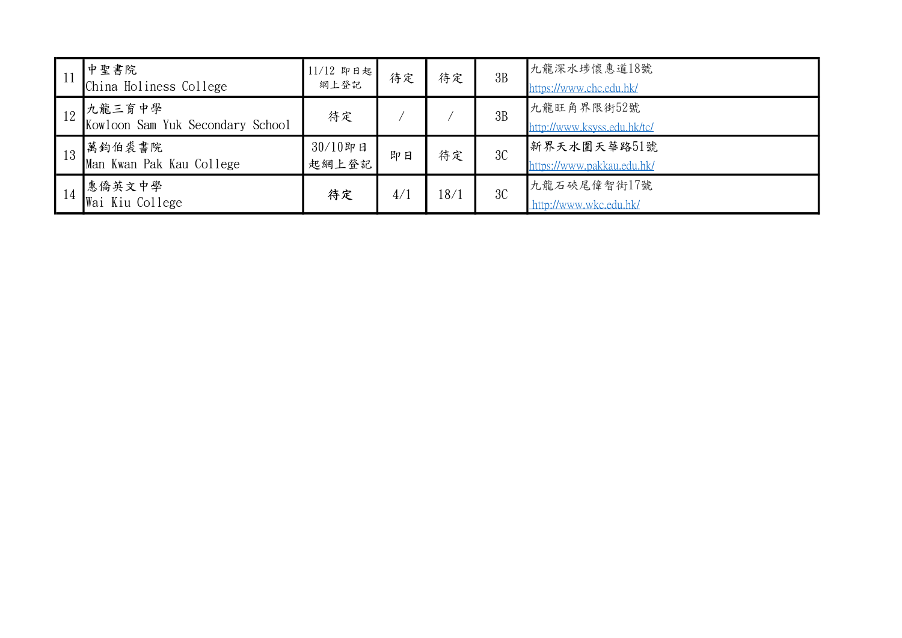| | | | | | | |
|---|---|---|---|---|---|---|
| 11 | 中聖書院<br>China Holiness College | 11/12 即日起網上登記 | 待定 | 待定 | 3B | 九龍深水埗懷惠道18號<br>https://www.chc.edu.hk/ |
| 12 | 九龍三育中學<br>Kowloon Sam Yuk Secondary School | 待定 | / | / | 3B | 九龍旺角界限街52號<br>http://www.ksyss.edu.hk/tc/ |
| 13 | 萬鈞伯裘書院<br>Man Kwan Pak Kau College | 30/10即日起網上登記 | 即日 | 待定 | 3C | 新界天水圍天華路51號<br>https://www.pakkau.edu.hk/ |
| 14 | 惠僑英文中學<br>Wai Kiu College | **待定** | 4/1 | 18/1 | 3C | 九龍石硤尾偉智街17號<br>http://www.wkc.edu.hk/ |